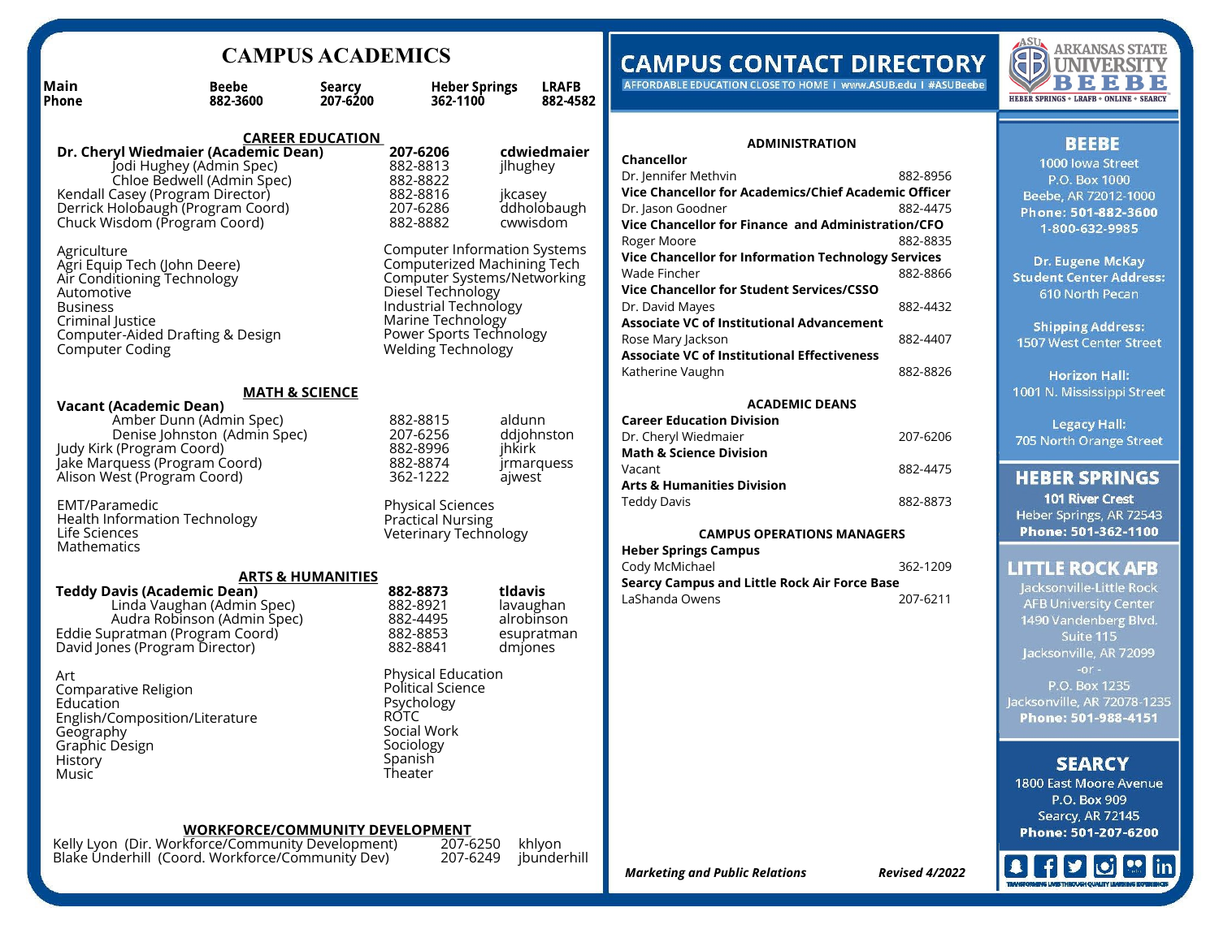# CAMPUS ACADEMICS

| Main Phone | Beebe | Searcy | Heber Springs | LRAFB |
|---|---|---|---|---|
| | 882-3600 | 207-6200 | 362-1100 | 882-4582 |

## CAREER EDUCATION

| | | |
|---|---|---|
| **Dr. Cheryl Wiedmaier (Academic Dean)** | **207-6206** | **cdwiedmaier** |
| Jodi Hughey (Admin Spec) | 882-8813 | jlhughey |
| Chloe Bedwell (Admin Spec) | 882-8822 | |
| Kendall Casey (Program Director) | 882-8816 | jkcasey |
| Derrick Holobaugh (Program Coord) | 207-6286 | ddholobaugh |
| Chuck Wisdom (Program Coord) | 882-8882 | cwwisdom |

- Agriculture
- Agri Equip Tech (John Deere)
- Air Conditioning Technology
- Automotive
- Business
- Criminal Justice
- Computer-Aided Drafting & Design
- Computer Coding
- Computer Information Systems
- Computerized Machining Tech
- Computer Systems/Networking
- Diesel Technology
- Industrial Technology
- Marine Technology
- Power Sports Technology
- Welding Technology

## MATH & SCIENCE

| | | |
|---|---|---|
| **Vacant (Academic Dean)** | | |
| Amber Dunn (Admin Spec) | 882-8815 | aldunn |
| Denise Johnston (Admin Spec) | 207-6256 | ddjohnston |
| Judy Kirk (Program Coord) | 882-8996 | jhkirk |
| Jake Marquess (Program Coord) | 882-8874 | jrmarquess |
| Alison West (Program Coord) | 362-1222 | ajwest |

- EMT/Paramedic
- Health Information Technology
- Life Sciences
- Mathematics
- Physical Sciences
- Practical Nursing
- Veterinary Technology

## ARTS & HUMANITIES

| | | |
|---|---|---|
| **Teddy Davis (Academic Dean)** | **882-8873** | **tldavis** |
| Linda Vaughan (Admin Spec) | 882-8921 | lavaughan |
| Audra Robinson (Admin Spec) | 882-4495 | alrobinson |
| Eddie Supratman (Program Coord) | 882-8853 | esupratman |
| David Jones (Program Director) | 882-8841 | dmjones |

- Art
- Comparative Religion
- Education
- English/Composition/Literature
- Geography
- Graphic Design
- History
- Music
- Physical Education
- Political Science
- Psychology
- ROTC
- Social Work
- Sociology
- Spanish
- Theater

## WORKFORCE/COMMUNITY DEVELOPMENT

| | | |
|---|---|---|
| Kelly Lyon (Dir. Workforce/Community Development) | 207-6250 | khlyon |
| Blake Underhill (Coord. Workforce/Community Dev) | 207-6249 | jbunderhill |

# CAMPUS CONTACT DIRECTORY

AFFORDABLE EDUCATION CLOSE TO HOME | www.ASUB.edu | #ASUBeebe

ASU ARKANSAS STATE UNIVERSITY BEEBE
HEBER SPRINGS • LRAFB • ONLINE • SEARCY

### ADMINISTRATION

| | |
|---|---|
| **Chancellor** | |
| Dr. Jennifer Methvin | 882-8956 |
| **Vice Chancellor for Academics/Chief Academic Officer** | |
| Dr. Jason Goodner | 882-4475 |
| **Vice Chancellor for Finance and Administration/CFO** | |
| Roger Moore | 882-8835 |
| **Vice Chancellor for Information Technology Services** | |
| Wade Fincher | 882-8866 |
| **Vice Chancellor for Student Services/CSSO** | |
| Dr. David Mayes | 882-4432 |
| **Associate VC of Institutional Advancement** | |
| Rose Mary Jackson | 882-4407 |
| **Associate VC of Institutional Effectiveness** | |
| Katherine Vaughn | 882-8826 |

### ACADEMIC DEANS

| | |
|---|---|
| **Career Education Division** | |
| Dr. Cheryl Wiedmaier | 207-6206 |
| **Math & Science Division** | |
| Vacant | 882-4475 |
| **Arts & Humanities Division** | |
| Teddy Davis | 882-8873 |

### CAMPUS OPERATIONS MANAGERS

| | |
|---|---|
| **Heber Springs Campus** | |
| Cody McMichael | 362-1209 |
| **Searcy Campus and Little Rock Air Force Base** | |
| LaShanda Owens | 207-6211 |

*Marketing and Public Relations* *Revised 4/2022*

## BEEBE

1000 Iowa Street
P.O. Box 1000
Beebe, AR 72012-1000
**Phone: 501-882-3600**
**1-800-632-9985**

**Dr. Eugene McKay Student Center Address:**
610 North Pecan

**Shipping Address:**
1507 West Center Street

**Horizon Hall:**
1001 N. Mississippi Street

**Legacy Hall:**
705 North Orange Street

## HEBER SPRINGS

**101 River Crest**
Heber Springs, AR 72543
**Phone: 501-362-1100**

## LITTLE ROCK AFB

Jacksonville-Little Rock AFB University Center
1490 Vandenberg Blvd.
Suite 115
Jacksonville, AR 72099
-or -
P.O. Box 1235
Jacksonville, AR 72078-1235
**Phone: 501-988-4151**

## SEARCY

1800 East Moore Avenue
P.O. Box 909
Searcy, AR 72145
**Phone: 501-207-6200**

TRANSFORMING LIVES THROUGH QUALITY LEARNING EXPERIENCES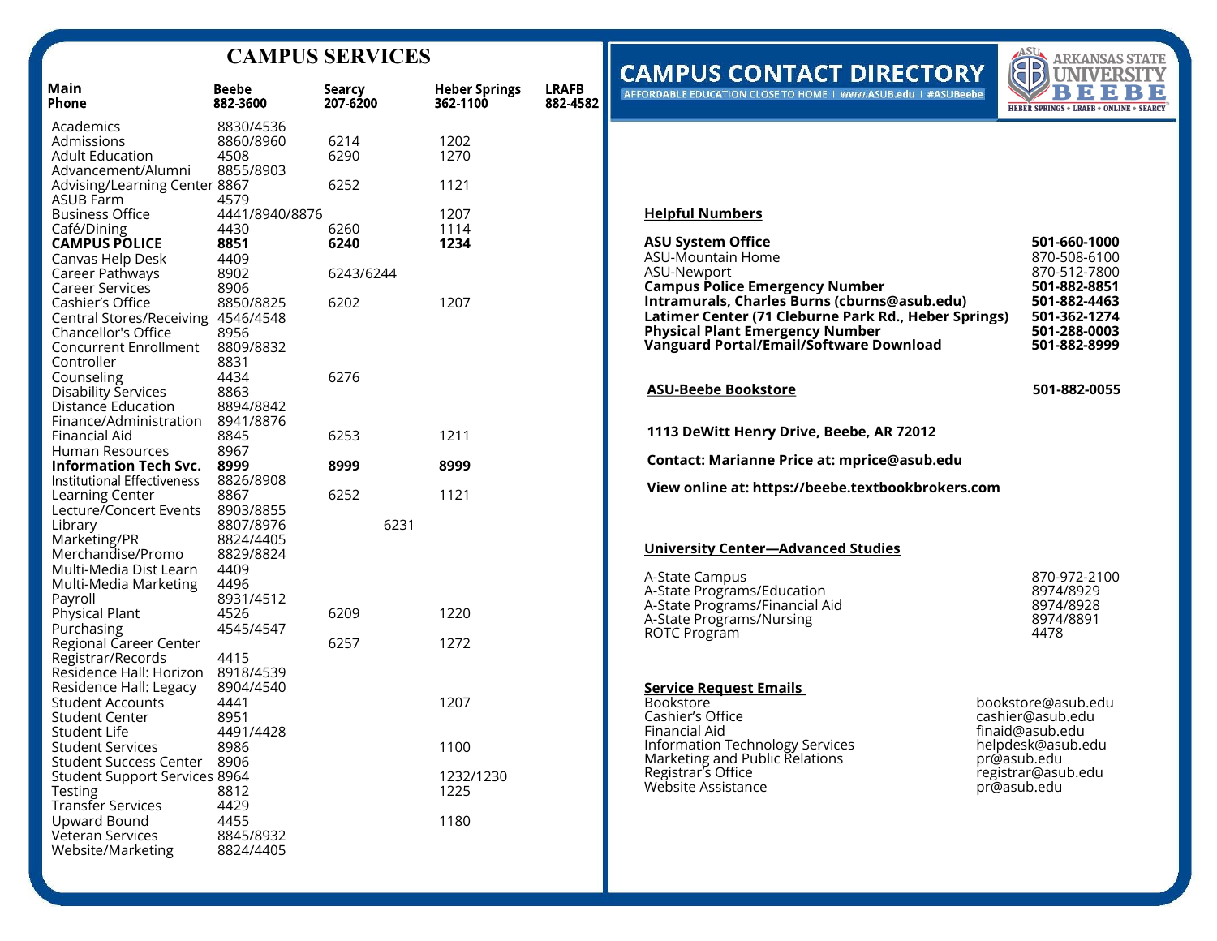## CAMPUS SERVICES

| Main Phone | Beebe 882-3600 | Searcy 207-6200 | Heber Springs 362-1100 | LRAFB 882-4582 |
|---|---|---|---|---|
| Academics | 8830/4536 | | | |
| Admissions | 8860/8960 | 6214 | 1202 | |
| Adult Education | 4508 | 6290 | 1270 | |
| Advancement/Alumni | 8855/8903 | | | |
| Advising/Learning Center | 8867 | 6252 | 1121 | |
| ASUB Farm | 4579 | | | |
| Business Office | 4441/8940/8876 | | 1207 | |
| Café/Dining | 4430 | 6260 | 1114 | |
| **CAMPUS POLICE** | **8851** | **6240** | **1234** | |
| Canvas Help Desk | 4409 | | | |
| Career Pathways | 8902 | 6243/6244 | | |
| Career Services | 8906 | | | |
| Cashier's Office | 8850/8825 | 6202 | 1207 | |
| Central Stores/Receiving | 4546/4548 | | | |
| Chancellor's Office | 8956 | | | |
| Concurrent Enrollment | 8809/8832 | | | |
| Controller | 8831 | | | |
| Counseling | 4434 | 6276 | | |
| Disability Services | 8863 | | | |
| Distance Education | 8894/8842 | | | |
| Finance/Administration | 8941/8876 | | | |
| Financial Aid | 8845 | 6253 | 1211 | |
| Human Resources | 8967 | | | |
| **Information Tech Svc.** | **8999** | **8999** | **8999** | |
| Institutional Effectiveness | 8826/8908 | | | |
| Learning Center | 8867 | 6252 | 1121 | |
| Lecture/Concert Events | 8903/8855 | | | |
| Library | 8807/8976 | 6231 | | |
| Marketing/PR | 8824/4405 | | | |
| Merchandise/Promo | 8829/8824 | | | |
| Multi-Media Dist Learn | 4409 | | | |
| Multi-Media Marketing | 4496 | | | |
| Payroll | 8931/4512 | | | |
| Physical Plant | 4526 | 6209 | 1220 | |
| Purchasing | 4545/4547 | | | |
| Regional Career Center | | 6257 | 1272 | |
| Registrar/Records | 4415 | | | |
| Residence Hall: Horizon | 8918/4539 | | | |
| Residence Hall: Legacy | 8904/4540 | | | |
| Student Accounts | 4441 | | 1207 | |
| Student Center | 8951 | | | |
| Student Life | 4491/4428 | | | |
| Student Services | 8986 | | 1100 | |
| Student Success Center | 8906 | | | |
| Student Support Services | 8964 | | 1232/1230 | |
| Testing | 8812 | | 1225 | |
| Transfer Services | 4429 | | | |
| Upward Bound | 4455 | | 1180 | |
| Veteran Services | 8845/8932 | | | |
| Website/Marketing | 8824/4405 | | | |

# CAMPUS CONTACT DIRECTORY

AFFORDABLE EDUCATION CLOSE TO HOME | www.ASUB.edu | #ASUBeebe

ARKANSAS STATE UNIVERSITY BEEBE — HEBER SPRINGS • LRAFB • ONLINE • SEARCY

### Helpful Numbers

| | |
|---|---|
| **ASU System Office** | **501-660-1000** |
| ASU-Mountain Home | 870-508-6100 |
| ASU-Newport | 870-512-7800 |
| **Campus Police Emergency Number** | **501-882-8851** |
| **Intramurals, Charles Burns (cburns@asub.edu)** | **501-882-4463** |
| **Latimer Center (71 Cleburne Park Rd., Heber Springs)** | **501-362-1274** |
| **Physical Plant Emergency Number** | **501-288-0003** |
| **Vanguard Portal/Email/Software Download** | **501-882-8999** |

### ASU-Beebe Bookstore — 501-882-0055

**1113 DeWitt Henry Drive, Beebe, AR 72012**

**Contact: Marianne Price at: mprice@asub.edu**

**View online at: https://beebe.textbookbrokers.com**

### University Center—Advanced Studies

| | |
|---|---|
| A-State Campus | 870-972-2100 |
| A-State Programs/Education | 8974/8929 |
| A-State Programs/Financial Aid | 8974/8928 |
| A-State Programs/Nursing | 8974/8891 |
| ROTC Program | 4478 |

### Service Request Emails

| | |
|---|---|
| Bookstore | bookstore@asub.edu |
| Cashier's Office | cashier@asub.edu |
| Financial Aid | finaid@asub.edu |
| Information Technology Services | helpdesk@asub.edu |
| Marketing and Public Relations | pr@asub.edu |
| Registrar's Office | registrar@asub.edu |
| Website Assistance | pr@asub.edu |